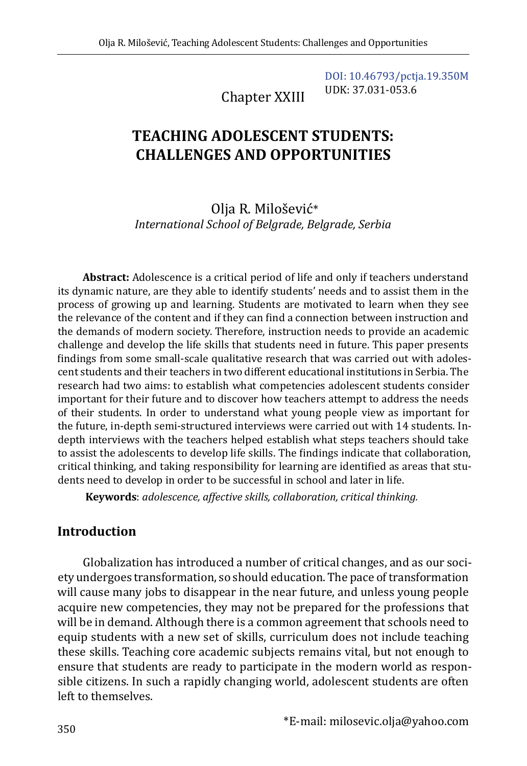DOI: 10.46793/pctja.19.350M
UDK: 37.031-053.6

Chapter XXIII

# TEACHING ADOLESCENT STUDENTS: CHALLENGES AND OPPORTUNITIES

Olja R. Milošević*
*International School of Belgrade, Belgrade, Serbia*

**Abstract:** Adolescence is a critical period of life and only if teachers understand its dynamic nature, are they able to identify students' needs and to assist them in the process of growing up and learning. Students are motivated to learn when they see the relevance of the content and if they can find a connection between instruction and the demands of modern society. Therefore, instruction needs to provide an academic challenge and develop the life skills that students need in future. This paper presents findings from some small-scale qualitative research that was carried out with adolescent students and their teachers in two different educational institutions in Serbia. The research had two aims: to establish what competencies adolescent students consider important for their future and to discover how teachers attempt to address the needs of their students. In order to understand what young people view as important for the future, in-depth semi-structured interviews were carried out with 14 students. In-depth interviews with the teachers helped establish what steps teachers should take to assist the adolescents to develop life skills. The findings indicate that collaboration, critical thinking, and taking responsibility for learning are identified as areas that students need to develop in order to be successful in school and later in life.

**Keywords**: *adolescence, affective skills, collaboration, critical thinking.*

## Introduction

Globalization has introduced a number of critical changes, and as our society undergoes transformation, so should education. The pace of transformation will cause many jobs to disappear in the near future, and unless young people acquire new competencies, they may not be prepared for the professions that will be in demand. Although there is a common agreement that schools need to equip students with a new set of skills, curriculum does not include teaching these skills. Teaching core academic subjects remains vital, but not enough to ensure that students are ready to participate in the modern world as responsible citizens. In such a rapidly changing world, adolescent students are often left to themselves.

*E-mail: milosevic.olja@yahoo.com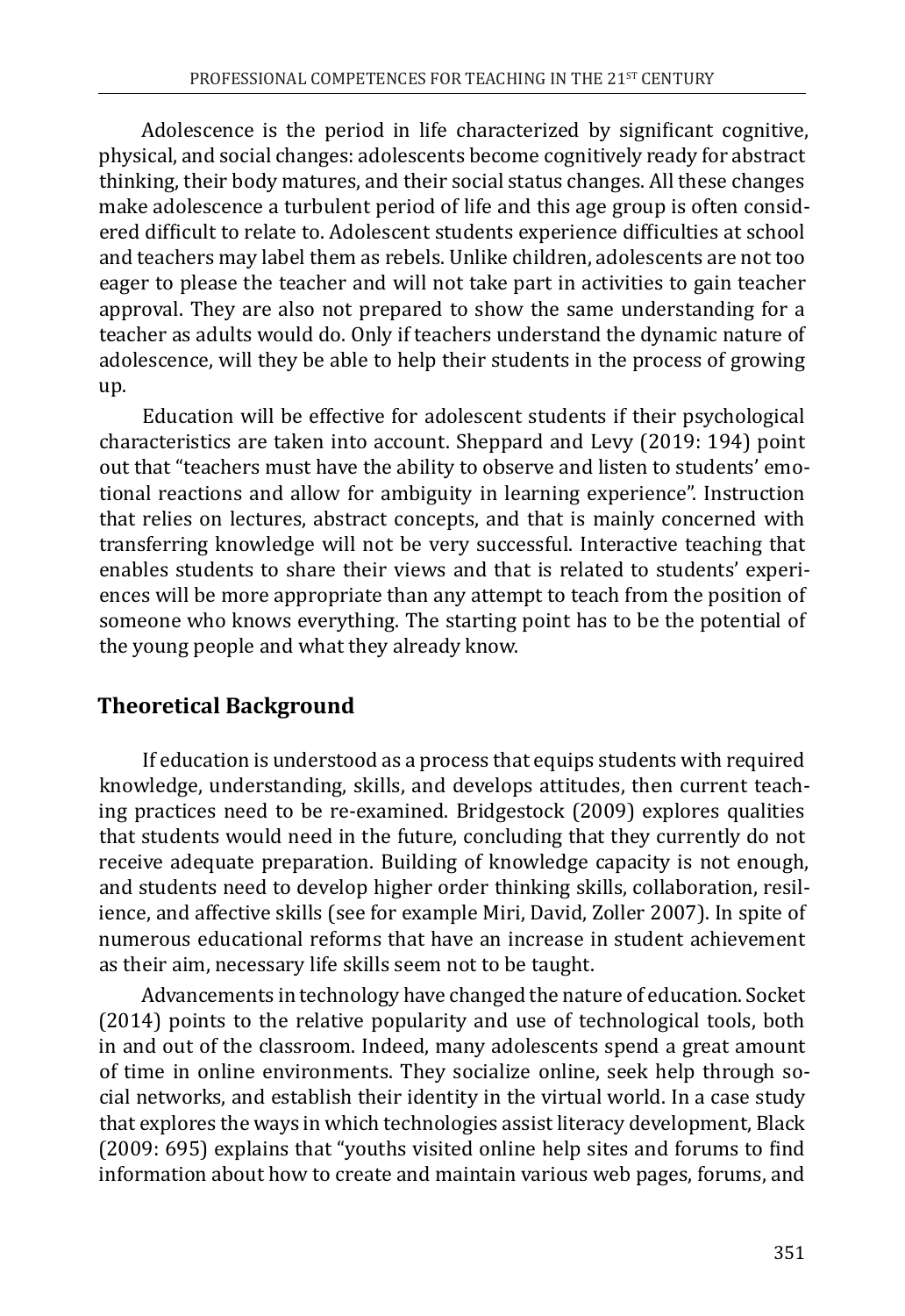Adolescence is the period in life characterized by significant cognitive, physical, and social changes: adolescents become cognitively ready for abstract thinking, their body matures, and their social status changes. All these changes make adolescence a turbulent period of life and this age group is often considered difficult to relate to. Adolescent students experience difficulties at school and teachers may label them as rebels. Unlike children, adolescents are not too eager to please the teacher and will not take part in activities to gain teacher approval. They are also not prepared to show the same understanding for a teacher as adults would do. Only if teachers understand the dynamic nature of adolescence, will they be able to help their students in the process of growing up.

Education will be effective for adolescent students if their psychological characteristics are taken into account. Sheppard and Levy (2019: 194) point out that "teachers must have the ability to observe and listen to students' emotional reactions and allow for ambiguity in learning experience". Instruction that relies on lectures, abstract concepts, and that is mainly concerned with transferring knowledge will not be very successful. Interactive teaching that enables students to share their views and that is related to students' experiences will be more appropriate than any attempt to teach from the position of someone who knows everything. The starting point has to be the potential of the young people and what they already know.

## Theoretical Background

If education is understood as a process that equips students with required knowledge, understanding, skills, and develops attitudes, then current teaching practices need to be re-examined. Bridgestock (2009) explores qualities that students would need in the future, concluding that they currently do not receive adequate preparation. Building of knowledge capacity is not enough, and students need to develop higher order thinking skills, collaboration, resilience, and affective skills (see for example Miri, David, Zoller 2007). In spite of numerous educational reforms that have an increase in student achievement as their aim, necessary life skills seem not to be taught.

Advancements in technology have changed the nature of education. Socket (2014) points to the relative popularity and use of technological tools, both in and out of the classroom. Indeed, many adolescents spend a great amount of time in online environments. They socialize online, seek help through social networks, and establish their identity in the virtual world. In a case study that explores the ways in which technologies assist literacy development, Black (2009: 695) explains that "youths visited online help sites and forums to find information about how to create and maintain various web pages, forums, and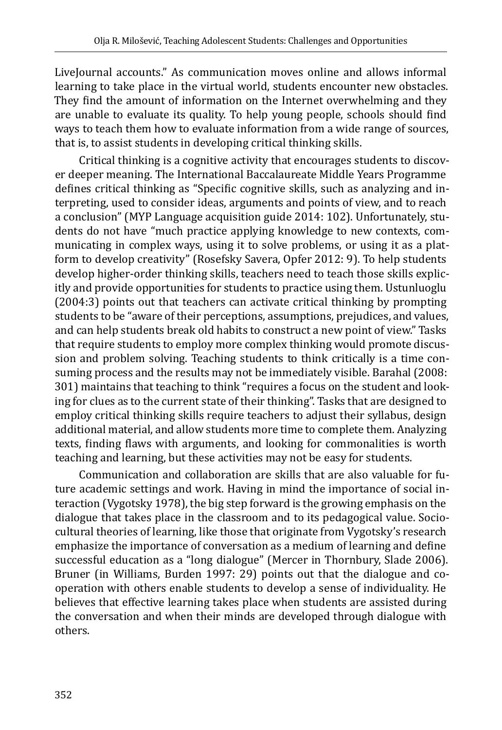LiveJournal accounts." As communication moves online and allows informal learning to take place in the virtual world, students encounter new obstacles. They find the amount of information on the Internet overwhelming and they are unable to evaluate its quality. To help young people, schools should find ways to teach them how to evaluate information from a wide range of sources, that is, to assist students in developing critical thinking skills.

Critical thinking is a cognitive activity that encourages students to discover deeper meaning. The International Baccalaureate Middle Years Programme defines critical thinking as "Specific cognitive skills, such as analyzing and interpreting, used to consider ideas, arguments and points of view, and to reach a conclusion" (MYP Language acquisition guide 2014: 102). Unfortunately, students do not have "much practice applying knowledge to new contexts, communicating in complex ways, using it to solve problems, or using it as a platform to develop creativity" (Rosefsky Savera, Opfer 2012: 9). To help students develop higher-order thinking skills, teachers need to teach those skills explicitly and provide opportunities for students to practice using them. Ustunluoglu (2004:3) points out that teachers can activate critical thinking by prompting students to be "aware of their perceptions, assumptions, prejudices, and values, and can help students break old habits to construct a new point of view." Tasks that require students to employ more complex thinking would promote discussion and problem solving. Teaching students to think critically is a time consuming process and the results may not be immediately visible. Barahal (2008: 301) maintains that teaching to think "requires a focus on the student and looking for clues as to the current state of their thinking". Tasks that are designed to employ critical thinking skills require teachers to adjust their syllabus, design additional material, and allow students more time to complete them. Analyzing texts, finding flaws with arguments, and looking for commonalities is worth teaching and learning, but these activities may not be easy for students.

Communication and collaboration are skills that are also valuable for future academic settings and work. Having in mind the importance of social interaction (Vygotsky 1978), the big step forward is the growing emphasis on the dialogue that takes place in the classroom and to its pedagogical value. Sociocultural theories of learning, like those that originate from Vygotsky's research emphasize the importance of conversation as a medium of learning and define successful education as a "long dialogue" (Mercer in Thornbury, Slade 2006). Bruner (in Williams, Burden 1997: 29) points out that the dialogue and cooperation with others enable students to develop a sense of individuality. He believes that effective learning takes place when students are assisted during the conversation and when their minds are developed through dialogue with others.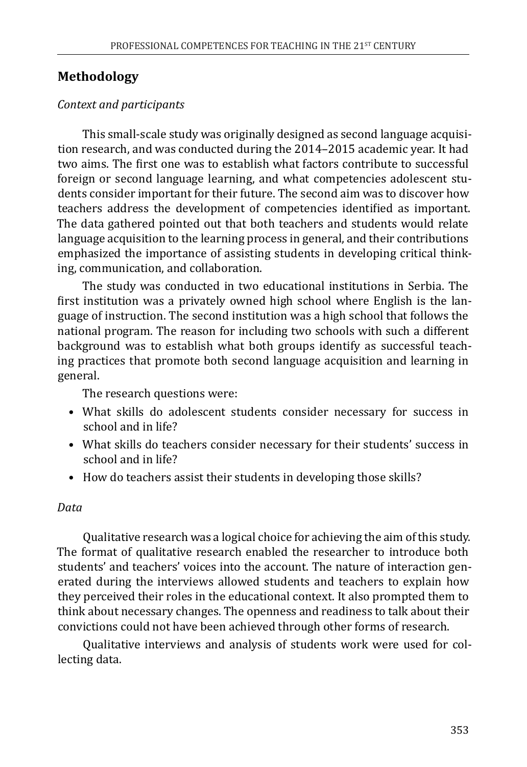## Methodology

*Context and participants*

This small-scale study was originally designed as second language acquisition research, and was conducted during the 2014–2015 academic year. It had two aims. The first one was to establish what factors contribute to successful foreign or second language learning, and what competencies adolescent students consider important for their future. The second aim was to discover how teachers address the development of competencies identified as important. The data gathered pointed out that both teachers and students would relate language acquisition to the learning process in general, and their contributions emphasized the importance of assisting students in developing critical thinking, communication, and collaboration.

The study was conducted in two educational institutions in Serbia. The first institution was a privately owned high school where English is the language of instruction. The second institution was a high school that follows the national program. The reason for including two schools with such a different background was to establish what both groups identify as successful teaching practices that promote both second language acquisition and learning in general.

The research questions were:

- What skills do adolescent students consider necessary for success in school and in life?
- What skills do teachers consider necessary for their students' success in school and in life?
- How do teachers assist their students in developing those skills?

*Data*

Qualitative research was a logical choice for achieving the aim of this study. The format of qualitative research enabled the researcher to introduce both students' and teachers' voices into the account. The nature of interaction generated during the interviews allowed students and teachers to explain how they perceived their roles in the educational context. It also prompted them to think about necessary changes. The openness and readiness to talk about their convictions could not have been achieved through other forms of research.

Qualitative interviews and analysis of students work were used for collecting data.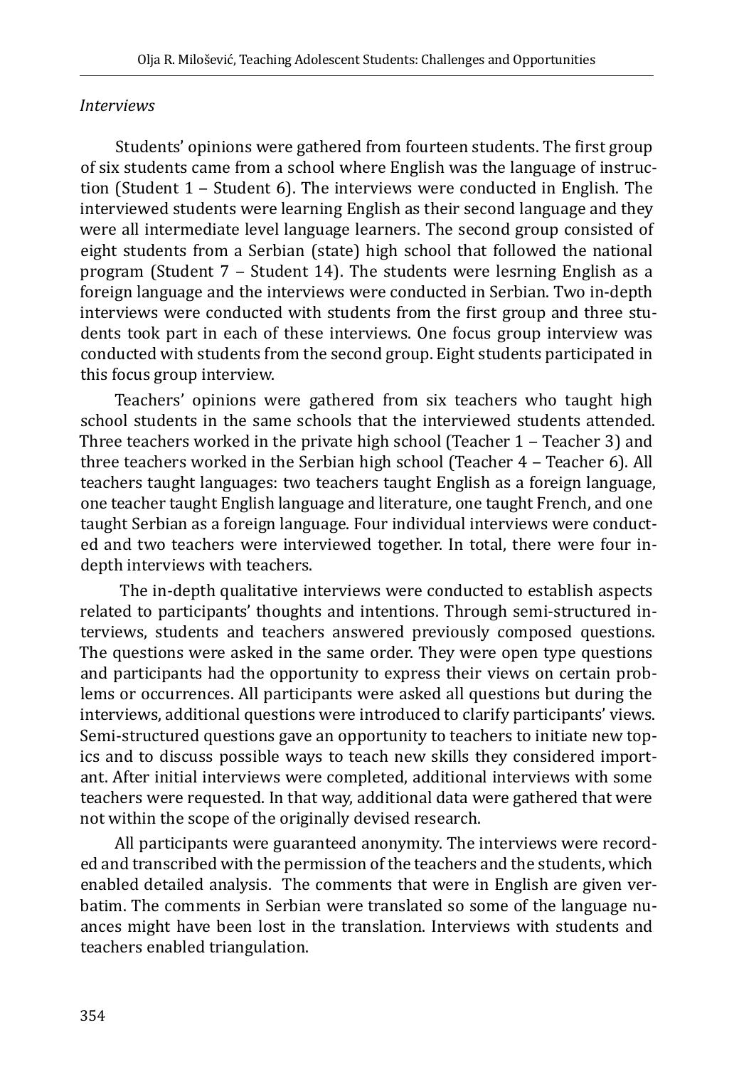*Interviews*

Students' opinions were gathered from fourteen students. The first group of six students came from a school where English was the language of instruction (Student 1 – Student 6). The interviews were conducted in English. The interviewed students were learning English as their second language and they were all intermediate level language learners. The second group consisted of eight students from a Serbian (state) high school that followed the national program (Student 7 – Student 14). The students were lesrning English as a foreign language and the interviews were conducted in Serbian. Two in-depth interviews were conducted with students from the first group and three students took part in each of these interviews. One focus group interview was conducted with students from the second group. Eight students participated in this focus group interview.

Teachers' opinions were gathered from six teachers who taught high school students in the same schools that the interviewed students attended. Three teachers worked in the private high school (Teacher 1 – Teacher 3) and three teachers worked in the Serbian high school (Teacher 4 – Teacher 6). All teachers taught languages: two teachers taught English as a foreign language, one teacher taught English language and literature, one taught French, and one taught Serbian as a foreign language. Four individual interviews were conducted and two teachers were interviewed together. In total, there were four in-depth interviews with teachers.

The in-depth qualitative interviews were conducted to establish aspects related to participants' thoughts and intentions. Through semi-structured interviews, students and teachers answered previously composed questions. The questions were asked in the same order. They were open type questions and participants had the opportunity to express their views on certain problems or occurrences. All participants were asked all questions but during the interviews, additional questions were introduced to clarify participants' views. Semi-structured questions gave an opportunity to teachers to initiate new topics and to discuss possible ways to teach new skills they considered important. After initial interviews were completed, additional interviews with some teachers were requested. In that way, additional data were gathered that were not within the scope of the originally devised research.

All participants were guaranteed anonymity. The interviews were recorded and transcribed with the permission of the teachers and the students, which enabled detailed analysis. The comments that were in English are given verbatim. The comments in Serbian were translated so some of the language nuances might have been lost in the translation. Interviews with students and teachers enabled triangulation.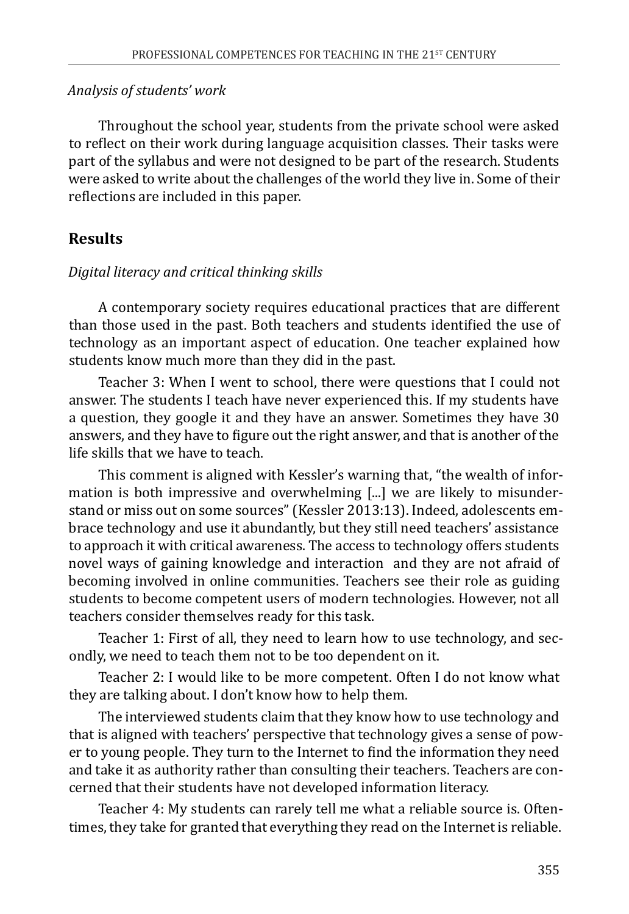*Analysis of students' work*

Throughout the school year, students from the private school were asked to reflect on their work during language acquisition classes. Their tasks were part of the syllabus and were not designed to be part of the research. Students were asked to write about the challenges of the world they live in. Some of their reflections are included in this paper.

## Results

*Digital literacy and critical thinking skills*

A contemporary society requires educational practices that are different than those used in the past. Both teachers and students identified the use of technology as an important aspect of education. One teacher explained how students know much more than they did in the past.

Teacher 3: When I went to school, there were questions that I could not answer. The students I teach have never experienced this. If my students have a question, they google it and they have an answer. Sometimes they have 30 answers, and they have to figure out the right answer, and that is another of the life skills that we have to teach.

This comment is aligned with Kessler's warning that, "the wealth of information is both impressive and overwhelming [...] we are likely to misunderstand or miss out on some sources" (Kessler 2013:13). Indeed, adolescents embrace technology and use it abundantly, but they still need teachers' assistance to approach it with critical awareness. The access to technology offers students novel ways of gaining knowledge and interaction and they are not afraid of becoming involved in online communities. Teachers see their role as guiding students to become competent users of modern technologies. However, not all teachers consider themselves ready for this task.

Teacher 1: First of all, they need to learn how to use technology, and secondly, we need to teach them not to be too dependent on it.

Teacher 2: I would like to be more competent. Often I do not know what they are talking about. I don't know how to help them.

The interviewed students claim that they know how to use technology and that is aligned with teachers' perspective that technology gives a sense of power to young people. They turn to the Internet to find the information they need and take it as authority rather than consulting their teachers. Teachers are concerned that their students have not developed information literacy.

Teacher 4: My students can rarely tell me what a reliable source is. Oftentimes, they take for granted that everything they read on the Internet is reliable.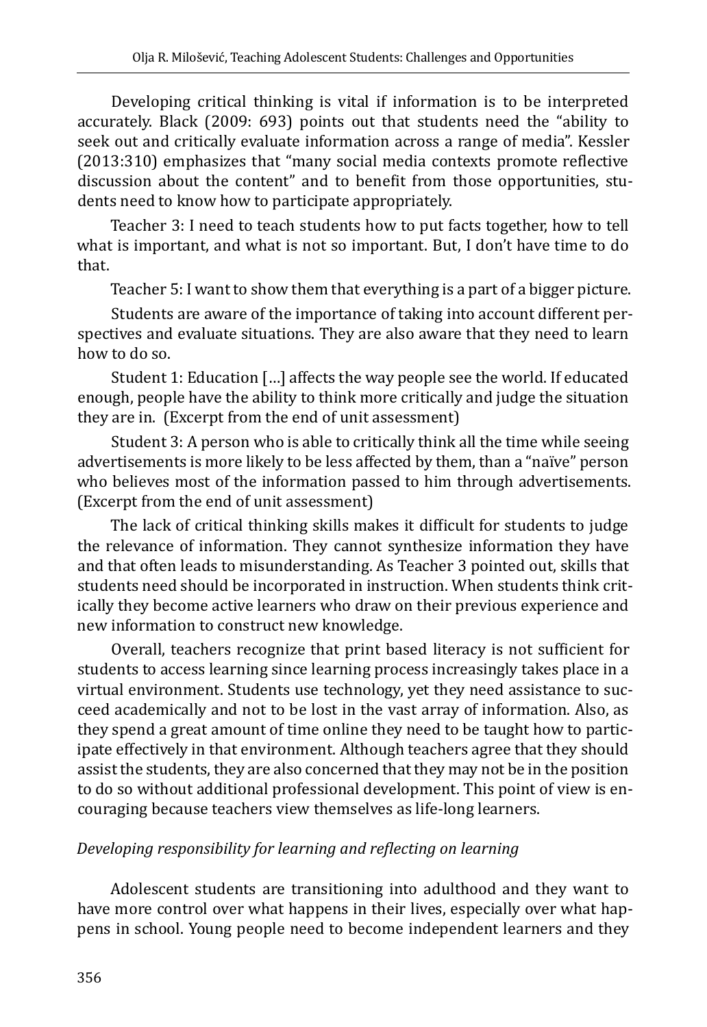Developing critical thinking is vital if information is to be interpreted accurately. Black (2009: 693) points out that students need the "ability to seek out and critically evaluate information across a range of media". Kessler (2013:310) emphasizes that "many social media contexts promote reflective discussion about the content" and to benefit from those opportunities, students need to know how to participate appropriately.

Teacher 3: I need to teach students how to put facts together, how to tell what is important, and what is not so important. But, I don't have time to do that.

Teacher 5: I want to show them that everything is a part of a bigger picture.

Students are aware of the importance of taking into account different perspectives and evaluate situations. They are also aware that they need to learn how to do so.

Student 1: Education […] affects the way people see the world. If educated enough, people have the ability to think more critically and judge the situation they are in. (Excerpt from the end of unit assessment)

Student 3: A person who is able to critically think all the time while seeing advertisements is more likely to be less affected by them, than a "naïve" person who believes most of the information passed to him through advertisements. (Excerpt from the end of unit assessment)

The lack of critical thinking skills makes it difficult for students to judge the relevance of information. They cannot synthesize information they have and that often leads to misunderstanding. As Teacher 3 pointed out, skills that students need should be incorporated in instruction. When students think critically they become active learners who draw on their previous experience and new information to construct new knowledge.

Overall, teachers recognize that print based literacy is not sufficient for students to access learning since learning process increasingly takes place in a virtual environment. Students use technology, yet they need assistance to succeed academically and not to be lost in the vast array of information. Also, as they spend a great amount of time online they need to be taught how to participate effectively in that environment. Although teachers agree that they should assist the students, they are also concerned that they may not be in the position to do so without additional professional development. This point of view is encouraging because teachers view themselves as life-long learners.

*Developing responsibility for learning and reflecting on learning*

Adolescent students are transitioning into adulthood and they want to have more control over what happens in their lives, especially over what happens in school. Young people need to become independent learners and they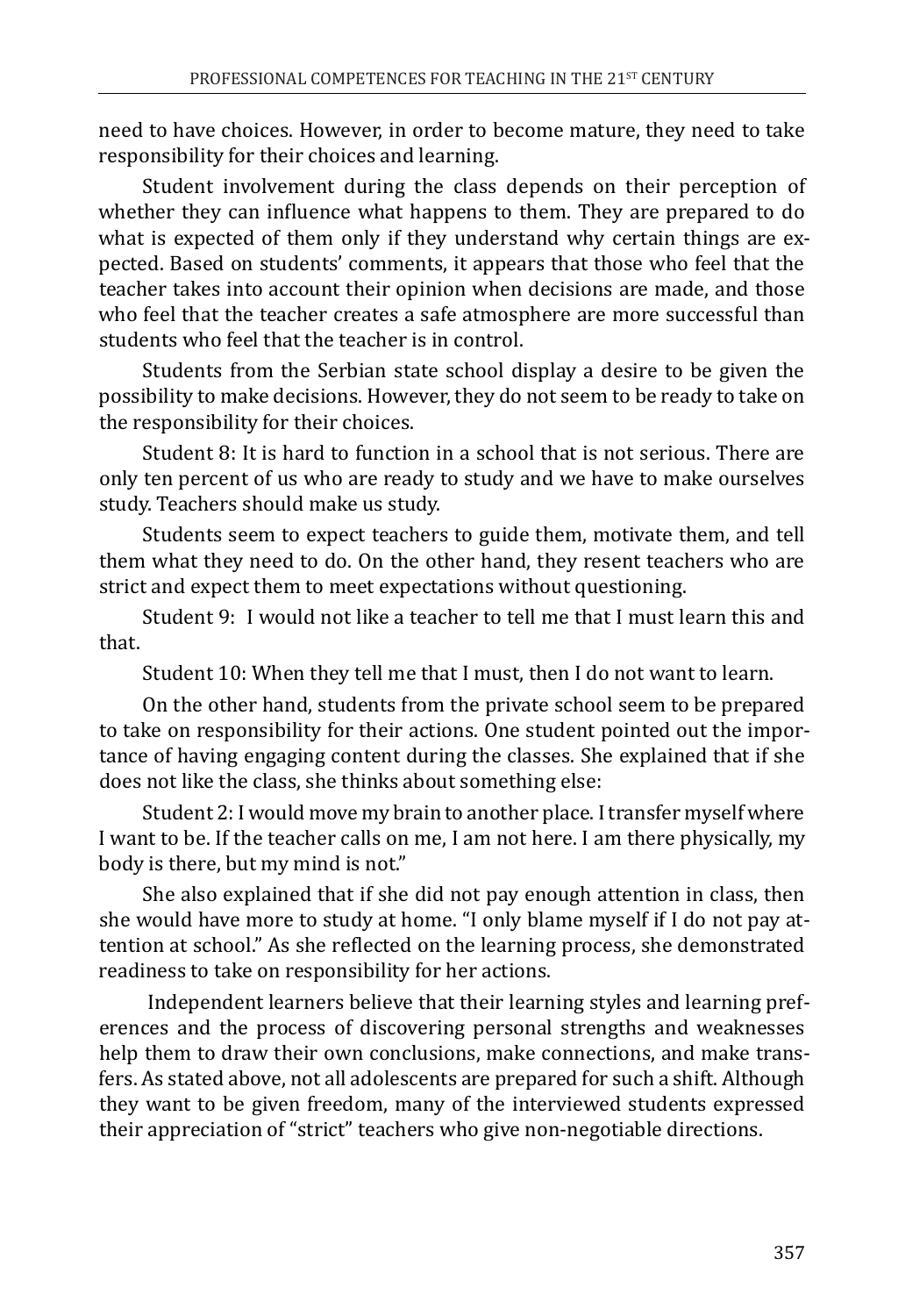need to have choices. However, in order to become mature, they need to take responsibility for their choices and learning.

Student involvement during the class depends on their perception of whether they can influence what happens to them. They are prepared to do what is expected of them only if they understand why certain things are expected. Based on students' comments, it appears that those who feel that the teacher takes into account their opinion when decisions are made, and those who feel that the teacher creates a safe atmosphere are more successful than students who feel that the teacher is in control.

Students from the Serbian state school display a desire to be given the possibility to make decisions. However, they do not seem to be ready to take on the responsibility for their choices.

Student 8: It is hard to function in a school that is not serious. There are only ten percent of us who are ready to study and we have to make ourselves study. Teachers should make us study.

Students seem to expect teachers to guide them, motivate them, and tell them what they need to do. On the other hand, they resent teachers who are strict and expect them to meet expectations without questioning.

Student 9: I would not like a teacher to tell me that I must learn this and that.

Student 10: When they tell me that I must, then I do not want to learn.

On the other hand, students from the private school seem to be prepared to take on responsibility for their actions. One student pointed out the importance of having engaging content during the classes. She explained that if she does not like the class, she thinks about something else:

Student 2: I would move my brain to another place. I transfer myself where I want to be. If the teacher calls on me, I am not here. I am there physically, my body is there, but my mind is not."

She also explained that if she did not pay enough attention in class, then she would have more to study at home. "I only blame myself if I do not pay attention at school." As she reflected on the learning process, she demonstrated readiness to take on responsibility for her actions.

Independent learners believe that their learning styles and learning preferences and the process of discovering personal strengths and weaknesses help them to draw their own conclusions, make connections, and make transfers. As stated above, not all adolescents are prepared for such a shift. Although they want to be given freedom, many of the interviewed students expressed their appreciation of "strict" teachers who give non-negotiable directions.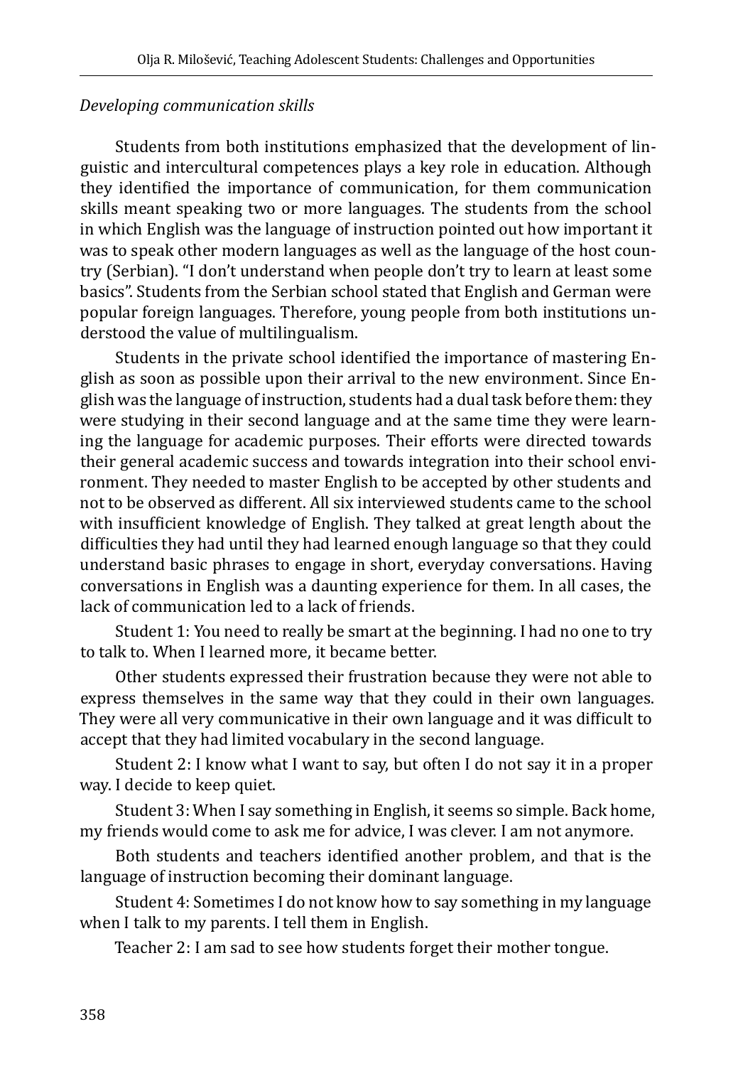*Developing communication skills*

Students from both institutions emphasized that the development of linguistic and intercultural competences plays a key role in education. Although they identified the importance of communication, for them communication skills meant speaking two or more languages. The students from the school in which English was the language of instruction pointed out how important it was to speak other modern languages as well as the language of the host country (Serbian). "I don't understand when people don't try to learn at least some basics". Students from the Serbian school stated that English and German were popular foreign languages. Therefore, young people from both institutions understood the value of multilingualism.

Students in the private school identified the importance of mastering English as soon as possible upon their arrival to the new environment. Since English was the language of instruction, students had a dual task before them: they were studying in their second language and at the same time they were learning the language for academic purposes. Their efforts were directed towards their general academic success and towards integration into their school environment. They needed to master English to be accepted by other students and not to be observed as different. All six interviewed students came to the school with insufficient knowledge of English. They talked at great length about the difficulties they had until they had learned enough language so that they could understand basic phrases to engage in short, everyday conversations. Having conversations in English was a daunting experience for them. In all cases, the lack of communication led to a lack of friends.

Student 1: You need to really be smart at the beginning. I had no one to try to talk to. When I learned more, it became better.

Other students expressed their frustration because they were not able to express themselves in the same way that they could in their own languages. They were all very communicative in their own language and it was difficult to accept that they had limited vocabulary in the second language.

Student 2: I know what I want to say, but often I do not say it in a proper way. I decide to keep quiet.

Student 3: When I say something in English, it seems so simple. Back home, my friends would come to ask me for advice, I was clever. I am not anymore.

Both students and teachers identified another problem, and that is the language of instruction becoming their dominant language.

Student 4: Sometimes I do not know how to say something in my language when I talk to my parents. I tell them in English.

Teacher 2: I am sad to see how students forget their mother tongue.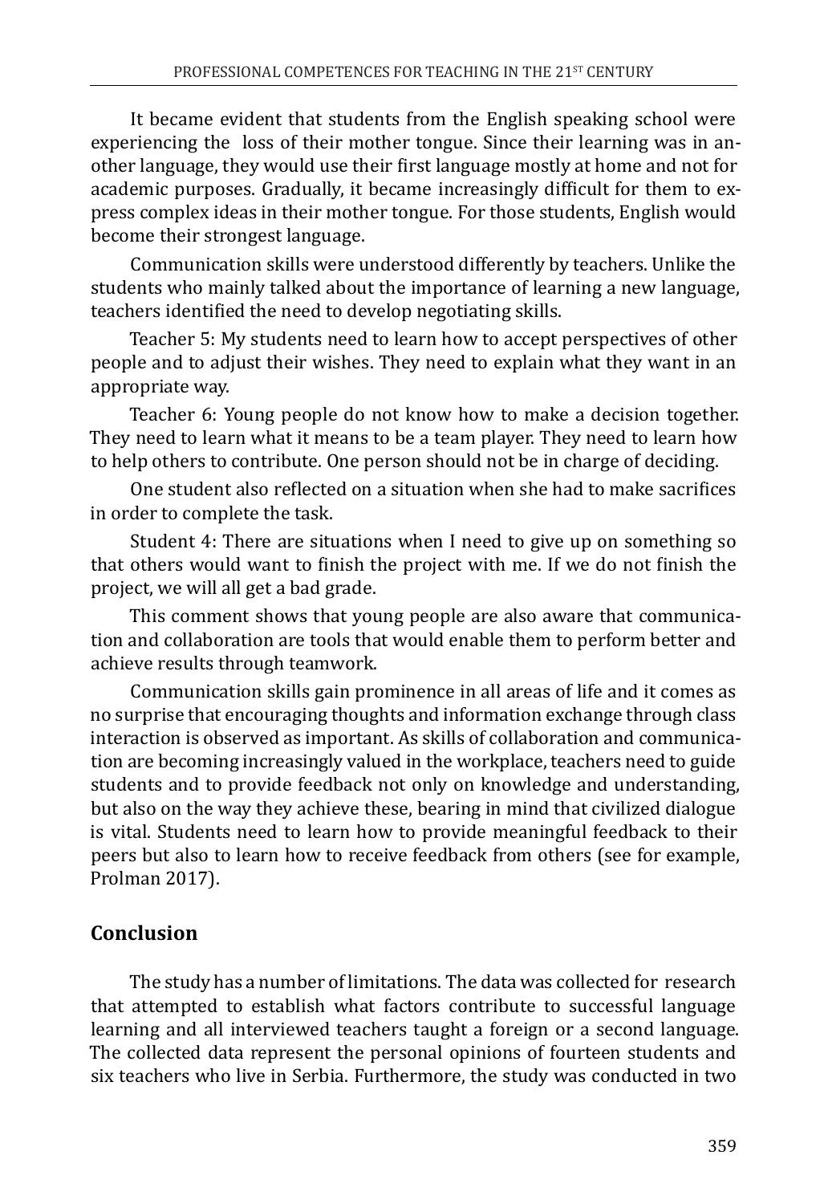It became evident that students from the English speaking school were experiencing the loss of their mother tongue. Since their learning was in another language, they would use their first language mostly at home and not for academic purposes. Gradually, it became increasingly difficult for them to express complex ideas in their mother tongue. For those students, English would become their strongest language.

Communication skills were understood differently by teachers. Unlike the students who mainly talked about the importance of learning a new language, teachers identified the need to develop negotiating skills.

Teacher 5: My students need to learn how to accept perspectives of other people and to adjust their wishes. They need to explain what they want in an appropriate way.

Teacher 6: Young people do not know how to make a decision together. They need to learn what it means to be a team player. They need to learn how to help others to contribute. One person should not be in charge of deciding.

One student also reflected on a situation when she had to make sacrifices in order to complete the task.

Student 4: There are situations when I need to give up on something so that others would want to finish the project with me. If we do not finish the project, we will all get a bad grade.

This comment shows that young people are also aware that communication and collaboration are tools that would enable them to perform better and achieve results through teamwork.

Communication skills gain prominence in all areas of life and it comes as no surprise that encouraging thoughts and information exchange through class interaction is observed as important. As skills of collaboration and communication are becoming increasingly valued in the workplace, teachers need to guide students and to provide feedback not only on knowledge and understanding, but also on the way they achieve these, bearing in mind that civilized dialogue is vital. Students need to learn how to provide meaningful feedback to their peers but also to learn how to receive feedback from others (see for example, Prolman 2017).

## Conclusion

The study has a number of limitations. The data was collected for research that attempted to establish what factors contribute to successful language learning and all interviewed teachers taught a foreign or a second language. The collected data represent the personal opinions of fourteen students and six teachers who live in Serbia. Furthermore, the study was conducted in two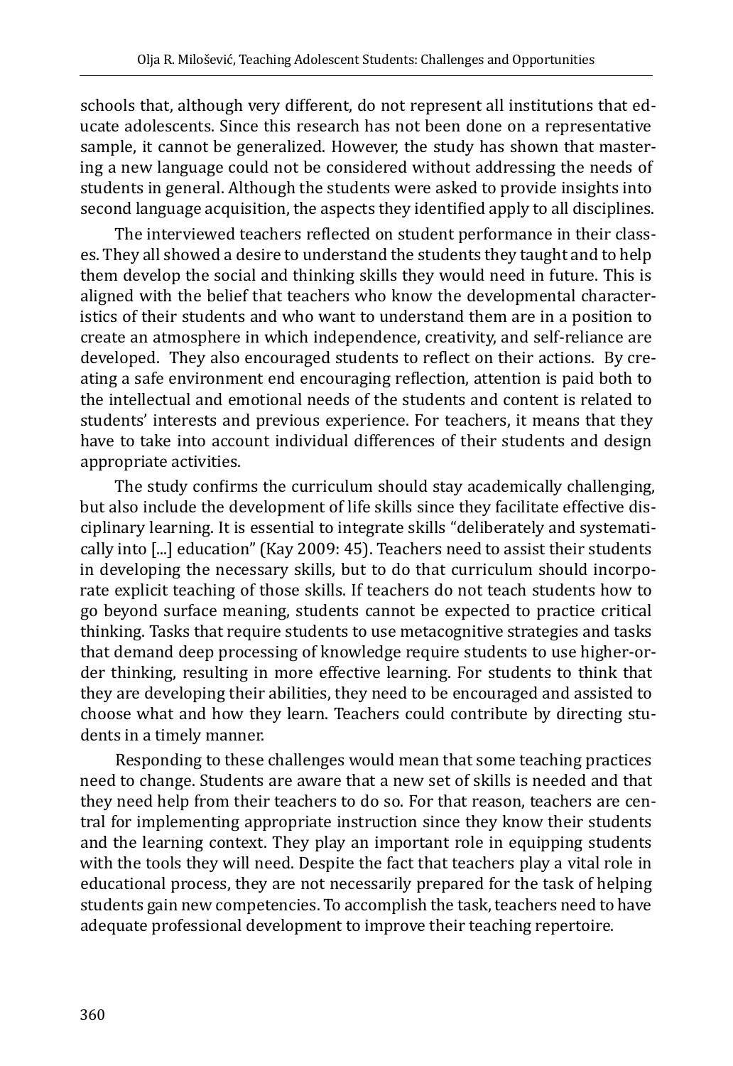schools that, although very different, do not represent all institutions that educate adolescents. Since this research has not been done on a representative sample, it cannot be generalized. However, the study has shown that mastering a new language could not be considered without addressing the needs of students in general. Although the students were asked to provide insights into second language acquisition, the aspects they identified apply to all disciplines.

The interviewed teachers reflected on student performance in their classes. They all showed a desire to understand the students they taught and to help them develop the social and thinking skills they would need in future. This is aligned with the belief that teachers who know the developmental characteristics of their students and who want to understand them are in a position to create an atmosphere in which independence, creativity, and self-reliance are developed. They also encouraged students to reflect on their actions. By creating a safe environment end encouraging reflection, attention is paid both to the intellectual and emotional needs of the students and content is related to students' interests and previous experience. For teachers, it means that they have to take into account individual differences of their students and design appropriate activities.

The study confirms the curriculum should stay academically challenging, but also include the development of life skills since they facilitate effective disciplinary learning. It is essential to integrate skills "deliberately and systematically into [...] education" (Kay 2009: 45). Teachers need to assist their students in developing the necessary skills, but to do that curriculum should incorporate explicit teaching of those skills. If teachers do not teach students how to go beyond surface meaning, students cannot be expected to practice critical thinking. Tasks that require students to use metacognitive strategies and tasks that demand deep processing of knowledge require students to use higher-order thinking, resulting in more effective learning. For students to think that they are developing their abilities, they need to be encouraged and assisted to choose what and how they learn. Teachers could contribute by directing students in a timely manner.

Responding to these challenges would mean that some teaching practices need to change. Students are aware that a new set of skills is needed and that they need help from their teachers to do so. For that reason, teachers are central for implementing appropriate instruction since they know their students and the learning context. They play an important role in equipping students with the tools they will need. Despite the fact that teachers play a vital role in educational process, they are not necessarily prepared for the task of helping students gain new competencies. To accomplish the task, teachers need to have adequate professional development to improve their teaching repertoire.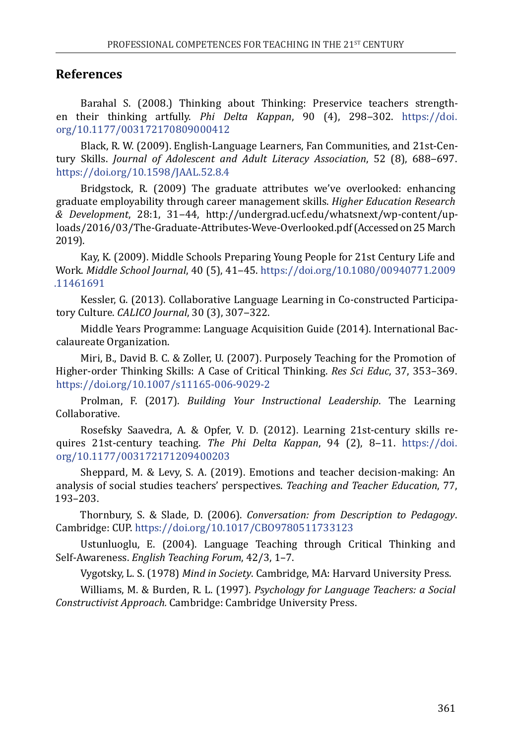## References

Barahal S. (2008.) Thinking about Thinking: Preservice teachers strengthen their thinking artfully. *Phi Delta Kappan*, 90 (4), 298–302. https://doi.org/10.1177/003172170809000412

Black, R. W. (2009). English-Language Learners, Fan Communities, and 21st-Century Skills. *Journal of Adolescent and Adult Literacy Association*, 52 (8), 688–697. https://doi.org/10.1598/JAAL.52.8.4

Bridgstock, R. (2009) The graduate attributes we've overlooked: enhancing graduate employability through career management skills. *Higher Education Research & Development*, 28:1, 31–44, http://undergrad.ucf.edu/whatsnext/wp-content/uploads/2016/03/The-Graduate-Attributes-Weve-Overlooked.pdf (Accessed on 25 March 2019).

Kay, K. (2009). Middle Schools Preparing Young People for 21st Century Life and Work. *Middle School Journal*, 40 (5), 41–45. https://doi.org/10.1080/00940771.2009.11461691

Kessler, G. (2013). Collaborative Language Learning in Co-constructed Participatory Culture. *CALICO Journal*, 30 (3), 307–322.

Middle Years Programme: Language Acquisition Guide (2014). International Baccalaureate Organization.

Miri, B., David B. C. & Zoller, U. (2007). Purposely Teaching for the Promotion of Higher-order Thinking Skills: A Case of Critical Thinking. *Res Sci Educ*, 37, 353–369. https://doi.org/10.1007/s11165-006-9029-2

Prolman, F. (2017). *Building Your Instructional Leadership*. The Learning Collaborative.

Rosefsky Saavedra, A. & Opfer, V. D. (2012). Learning 21st-century skills requires 21st-century teaching. *The Phi Delta Kappan*, 94 (2), 8–11. https://doi.org/10.1177/003172171209400203

Sheppard, M. & Levy, S. A. (2019). Emotions and teacher decision-making: An analysis of social studies teachers' perspectives. *Teaching and Teacher Education*, 77, 193–203.

Thornbury, S. & Slade, D. (2006). *Conversation: from Description to Pedagogy*. Cambridge: CUP. https://doi.org/10.1017/CBO9780511733123

Ustunluoglu, E. (2004). Language Teaching through Critical Thinking and Self-Awareness. *English Teaching Forum*, 42/3, 1–7.

Vygotsky, L. S. (1978) *Mind in Society*. Cambridge, MA: Harvard University Press.

Williams, M. & Burden, R. L. (1997). *Psychology for Language Teachers: a Social Constructivist Approach.* Cambridge: Cambridge University Press.